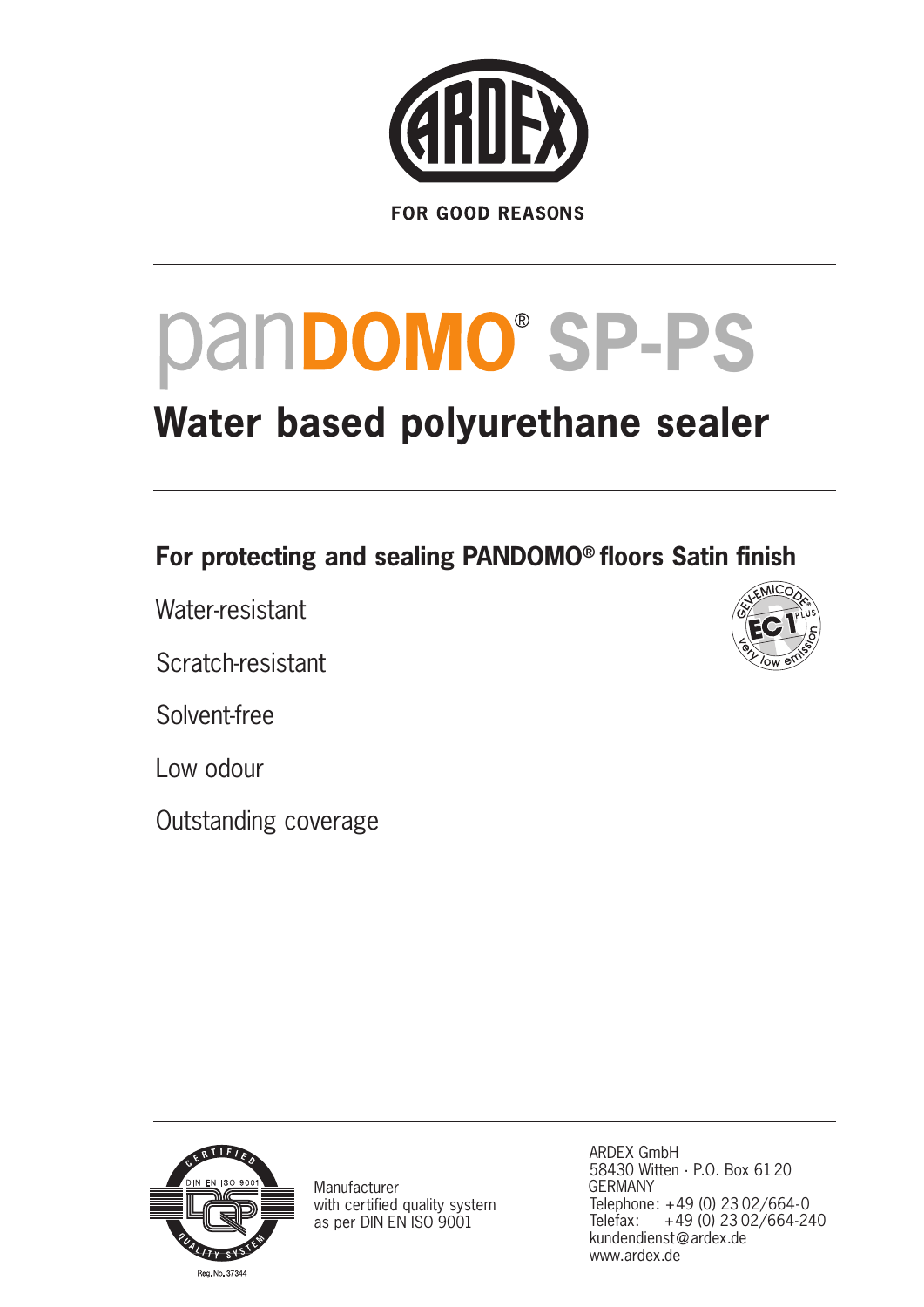FOR GOOD REASONS

# panDOMO® SP-PS

## Water based polyurethane sealer

### For protecting and sealing PANDOMO® floors Satin finish

Water-resistant

Scratch-resistant

Solvent-free

Low odour

Outstanding coverage

Reg.No. 37344

Manufacturer
with certified quality system
as per DIN EN ISO 9001

ARDEX GmbH
58430 Witten · P.O. Box 61 20
GERMANY
Telephone: +49 (0) 23 02/664-0
Telefax: +49 (0) 23 02/664-240
kundendienst@ardex.de
www.ardex.de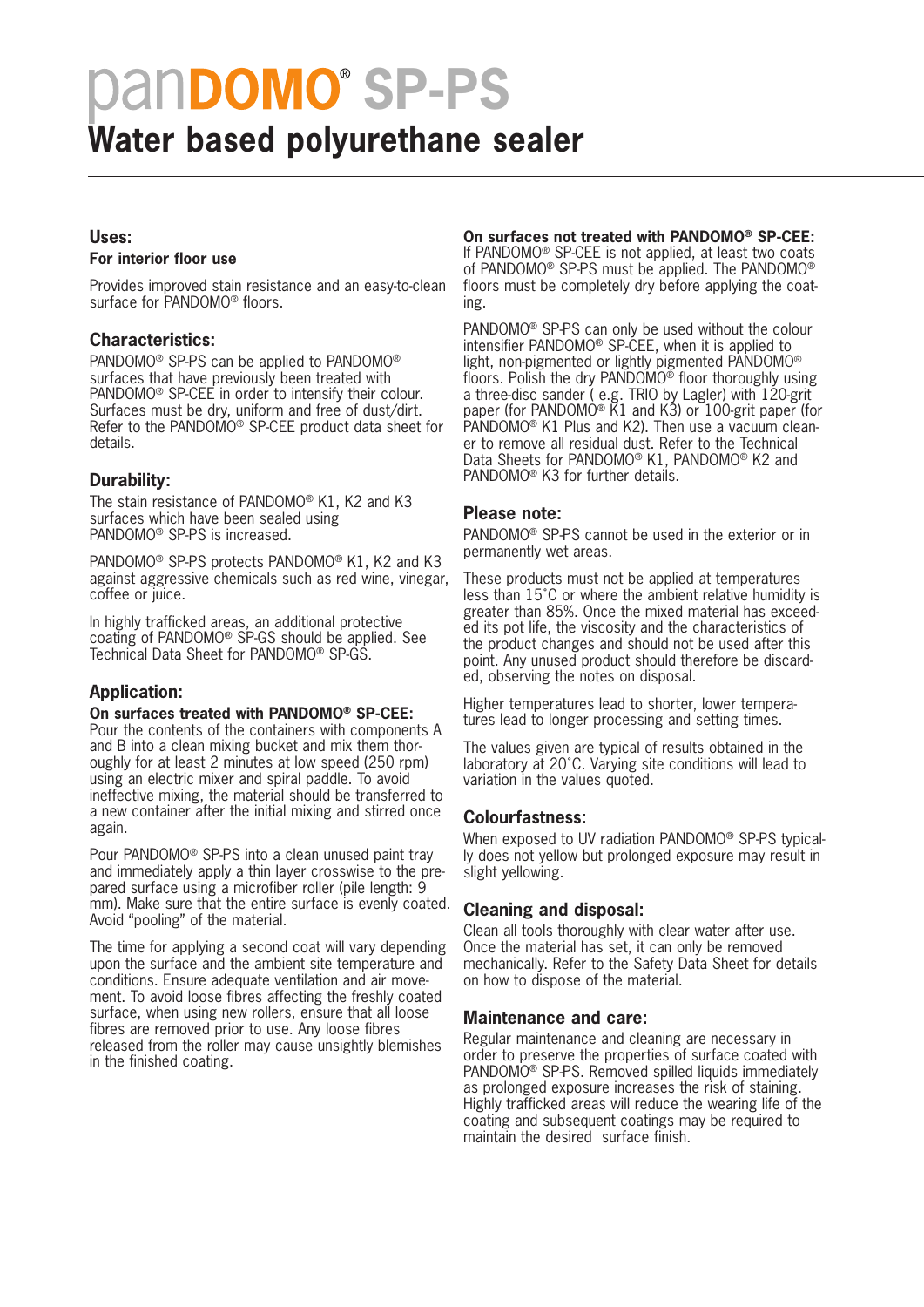# panDOMO® SP-PS

## Water based polyurethane sealer

### Uses:

**For interior floor use**

Provides improved stain resistance and an easy-to-clean surface for PANDOMO® floors.

### Characteristics:

PANDOMO® SP-PS can be applied to PANDOMO® surfaces that have previously been treated with PANDOMO® SP-CEE in order to intensify their colour. Surfaces must be dry, uniform and free of dust/dirt. Refer to the PANDOMO® SP-CEE product data sheet for details.

### Durability:

The stain resistance of PANDOMO® K1, K2 and K3 surfaces which have been sealed using PANDOMO® SP-PS is increased.

PANDOMO® SP-PS protects PANDOMO® K1, K2 and K3 against aggressive chemicals such as red wine, vinegar, coffee or juice.

In highly trafficked areas, an additional protective coating of PANDOMO® SP-GS should be applied. See Technical Data Sheet for PANDOMO® SP-GS.

### Application:

**On surfaces treated with PANDOMO® SP-CEE:**
Pour the contents of the containers with components A and B into a clean mixing bucket and mix them thoroughly for at least 2 minutes at low speed (250 rpm) using an electric mixer and spiral paddle. To avoid ineffective mixing, the material should be transferred to a new container after the initial mixing and stirred once again.

Pour PANDOMO® SP-PS into a clean unused paint tray and immediately apply a thin layer crosswise to the prepared surface using a microfiber roller (pile length: 9 mm). Make sure that the entire surface is evenly coated. Avoid "pooling" of the material.

The time for applying a second coat will vary depending upon the surface and the ambient site temperature and conditions. Ensure adequate ventilation and air movement. To avoid loose fibres affecting the freshly coated surface, when using new rollers, ensure that all loose fibres are removed prior to use. Any loose fibres released from the roller may cause unsightly blemishes in the finished coating.

**On surfaces not treated with PANDOMO® SP-CEE:**
If PANDOMO® SP-CEE is not applied, at least two coats of PANDOMO® SP-PS must be applied. The PANDOMO® floors must be completely dry before applying the coating.

PANDOMO® SP-PS can only be used without the colour intensifier PANDOMO® SP-CEE, when it is applied to light, non-pigmented or lightly pigmented PANDOMO® floors. Polish the dry PANDOMO® floor thoroughly using a three-disc sander ( e.g. TRIO by Lagler) with 120-grit paper (for PANDOMO® K1 and K3) or 100-grit paper (for PANDOMO® K1 Plus and K2). Then use a vacuum cleaner to remove all residual dust. Refer to the Technical Data Sheets for PANDOMO® K1, PANDOMO® K2 and PANDOMO® K3 for further details.

### Please note:

PANDOMO® SP-PS cannot be used in the exterior or in permanently wet areas.

These products must not be applied at temperatures less than 15˚C or where the ambient relative humidity is greater than 85%. Once the mixed material has exceeded its pot life, the viscosity and the characteristics of the product changes and should not be used after this point. Any unused product should therefore be discarded, observing the notes on disposal.

Higher temperatures lead to shorter, lower temperatures lead to longer processing and setting times.

The values given are typical of results obtained in the laboratory at 20˚C. Varying site conditions will lead to variation in the values quoted.

### Colourfastness:

When exposed to UV radiation PANDOMO® SP-PS typically does not yellow but prolonged exposure may result in slight yellowing.

### Cleaning and disposal:

Clean all tools thoroughly with clear water after use. Once the material has set, it can only be removed mechanically. Refer to the Safety Data Sheet for details on how to dispose of the material.

### Maintenance and care:

Regular maintenance and cleaning are necessary in order to preserve the properties of surface coated with PANDOMO® SP-PS. Removed spilled liquids immediately as prolonged exposure increases the risk of staining. Highly trafficked areas will reduce the wearing life of the coating and subsequent coatings may be required to maintain the desired surface finish.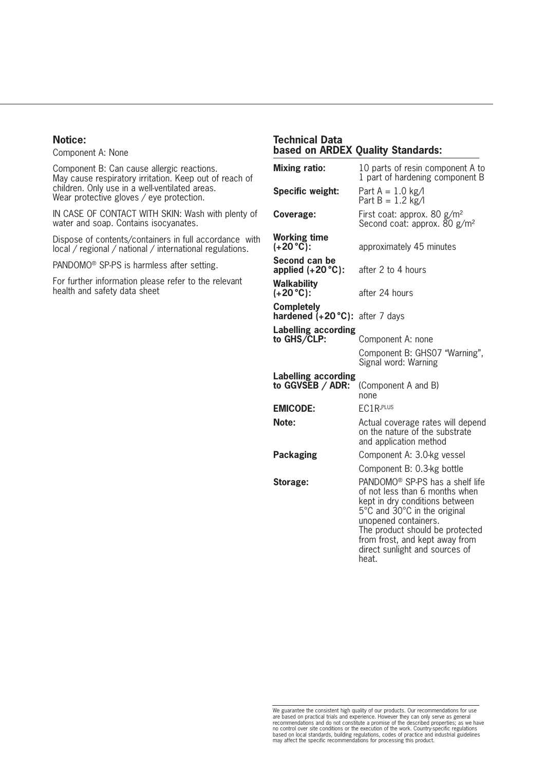## Notice:

Component A: None

Component B: Can cause allergic reactions. May cause respiratory irritation. Keep out of reach of children. Only use in a well-ventilated areas. Wear protective gloves / eye protection.

IN CASE OF CONTACT WITH SKIN: Wash with plenty of water and soap. Contains isocyanates.

Dispose of contents/containers in full accordance with local / regional / national / international regulations.

PANDOMO® SP-PS is harmless after setting.

For further information please refer to the relevant health and safety data sheet

## Technical Data based on ARDEX Quality Standards:

| | |
|---|---|
| **Mixing ratio:** | 10 parts of resin component A to 1 part of hardening component B |
| **Specific weight:** | Part A = 1.0 kg/l<br>Part B = 1.2 kg/l |
| **Coverage:** | First coat: approx. 80 g/m²<br>Second coat: approx. 80 g/m² |
| **Working time (+20 °C):** | approximately 45 minutes |
| **Second can be applied (+20 °C):** | after 2 to 4 hours |
| **Walkability (+20 °C):** | after 24 hours |
| **Completely hardened (+20 °C):** | after 7 days |
| **Labelling according to GHS/CLP:** | Component A: none |
| | Component B: GHS07 "Warning", Signal word: Warning |
| **Labelling according to GGVSEB / ADR:** | (Component A and B) none |
| **EMICODE:** | EC1R-PLUS |
| **Note:** | Actual coverage rates will depend on the nature of the substrate and application method |
| **Packaging** | Component A: 3.0-kg vessel |
| | Component B: 0.3-kg bottle |
| **Storage:** | PANDOMO® SP-PS has a shelf life of not less than 6 months when kept in dry conditions between 5°C and 30°C in the original unopened containers.<br>The product should be protected from frost, and kept away from direct sunlight and sources of heat. |

We guarantee the consistent high quality of our products. Our recommendations for use are based on practical trials and experience. However they can only serve as general recommendations and do not constitute a promise of the described properties; as we have no control over site conditions or the execution of the work. Country-specific regulations based on local standards, building regulations, codes of practice and industrial guidelines may affect the specific recommendations for processing this product.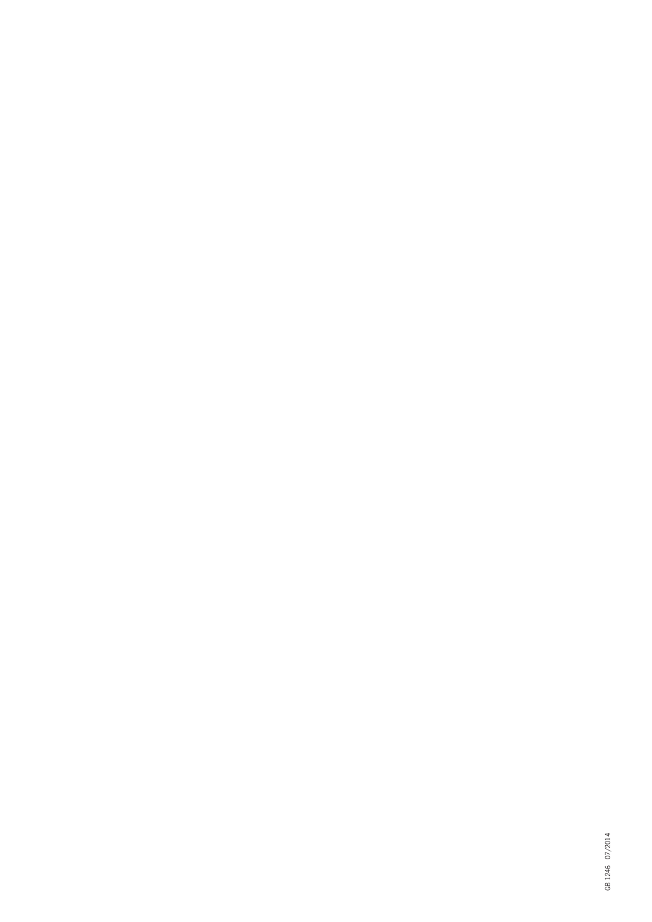GB 1246 07/2014